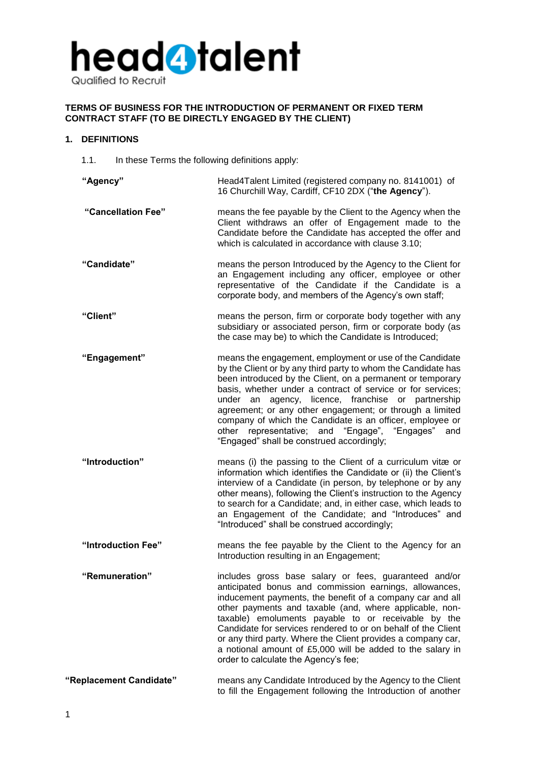**head4talent**
Qualified to Recruit

**TERMS OF BUSINESS FOR THE INTRODUCTION OF PERMANENT OR FIXED TERM CONTRACT STAFF (TO BE DIRECTLY ENGAGED BY THE CLIENT)**

## 1. DEFINITIONS

1.1. In these Terms the following definitions apply:

**"Agency"** Head4Talent Limited (registered company no. 8141001) of 16 Churchill Way, Cardiff, CF10 2DX ("**the Agency**").

**"Cancellation Fee"** means the fee payable by the Client to the Agency when the Client withdraws an offer of Engagement made to the Candidate before the Candidate has accepted the offer and which is calculated in accordance with clause 3.10;

**"Candidate"** means the person Introduced by the Agency to the Client for an Engagement including any officer, employee or other representative of the Candidate if the Candidate is a corporate body, and members of the Agency's own staff;

**"Client"** means the person, firm or corporate body together with any subsidiary or associated person, firm or corporate body (as the case may be) to which the Candidate is Introduced;

**"Engagement"** means the engagement, employment or use of the Candidate by the Client or by any third party to whom the Candidate has been introduced by the Client, on a permanent or temporary basis, whether under a contract of service or for services; under an agency, licence, franchise or partnership agreement; or any other engagement; or through a limited company of which the Candidate is an officer, employee or other representative; and "Engage", "Engages" and "Engaged" shall be construed accordingly;

**"Introduction"** means (i) the passing to the Client of a curriculum vitæ or information which identifies the Candidate or (ii) the Client's interview of a Candidate (in person, by telephone or by any other means), following the Client's instruction to the Agency to search for a Candidate; and, in either case, which leads to an Engagement of the Candidate; and "Introduces" and "Introduced" shall be construed accordingly;

**"Introduction Fee"** means the fee payable by the Client to the Agency for an Introduction resulting in an Engagement;

**"Remuneration"** includes gross base salary or fees, guaranteed and/or anticipated bonus and commission earnings, allowances, inducement payments, the benefit of a company car and all other payments and taxable (and, where applicable, non-taxable) emoluments payable to or receivable by the Candidate for services rendered to or on behalf of the Client or any third party. Where the Client provides a company car, a notional amount of £5,000 will be added to the salary in order to calculate the Agency's fee;

**"Replacement Candidate"** means any Candidate Introduced by the Agency to the Client to fill the Engagement following the Introduction of another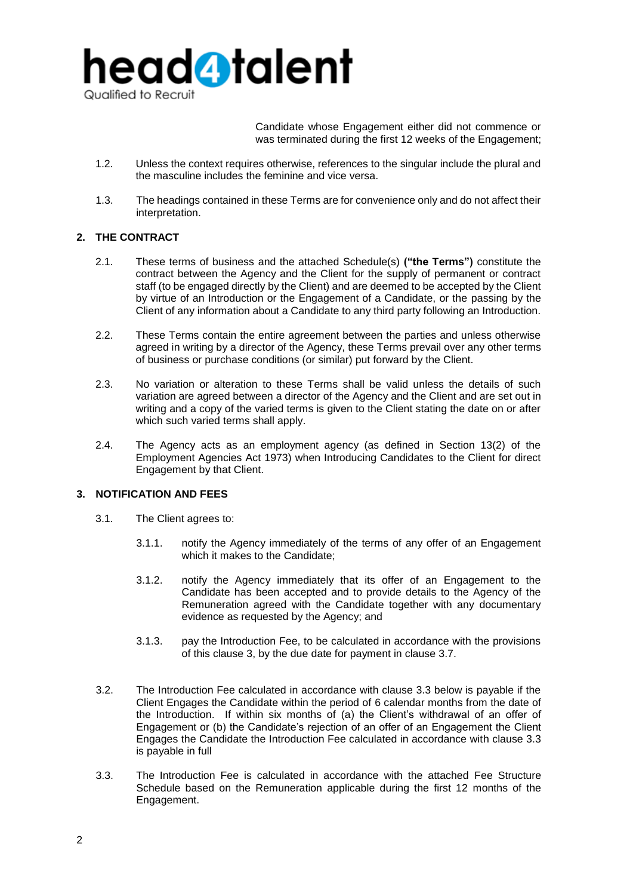Candidate whose Engagement either did not commence or was terminated during the first 12 weeks of the Engagement;

1.2. Unless the context requires otherwise, references to the singular include the plural and the masculine includes the feminine and vice versa.

1.3. The headings contained in these Terms are for convenience only and do not affect their interpretation.

## 2. THE CONTRACT

2.1. These terms of business and the attached Schedule(s) **("the Terms")** constitute the contract between the Agency and the Client for the supply of permanent or contract staff (to be engaged directly by the Client) and are deemed to be accepted by the Client by virtue of an Introduction or the Engagement of a Candidate, or the passing by the Client of any information about a Candidate to any third party following an Introduction.

2.2. These Terms contain the entire agreement between the parties and unless otherwise agreed in writing by a director of the Agency, these Terms prevail over any other terms of business or purchase conditions (or similar) put forward by the Client.

2.3. No variation or alteration to these Terms shall be valid unless the details of such variation are agreed between a director of the Agency and the Client and are set out in writing and a copy of the varied terms is given to the Client stating the date on or after which such varied terms shall apply.

2.4. The Agency acts as an employment agency (as defined in Section 13(2) of the Employment Agencies Act 1973) when Introducing Candidates to the Client for direct Engagement by that Client.

## 3. NOTIFICATION AND FEES

3.1. The Client agrees to:

3.1.1. notify the Agency immediately of the terms of any offer of an Engagement which it makes to the Candidate;

3.1.2. notify the Agency immediately that its offer of an Engagement to the Candidate has been accepted and to provide details to the Agency of the Remuneration agreed with the Candidate together with any documentary evidence as requested by the Agency; and

3.1.3. pay the Introduction Fee, to be calculated in accordance with the provisions of this clause 3, by the due date for payment in clause 3.7.

3.2. The Introduction Fee calculated in accordance with clause 3.3 below is payable if the Client Engages the Candidate within the period of 6 calendar months from the date of the Introduction. If within six months of (a) the Client's withdrawal of an offer of Engagement or (b) the Candidate's rejection of an offer of an Engagement the Client Engages the Candidate the Introduction Fee calculated in accordance with clause 3.3 is payable in full

3.3. The Introduction Fee is calculated in accordance with the attached Fee Structure Schedule based on the Remuneration applicable during the first 12 months of the Engagement.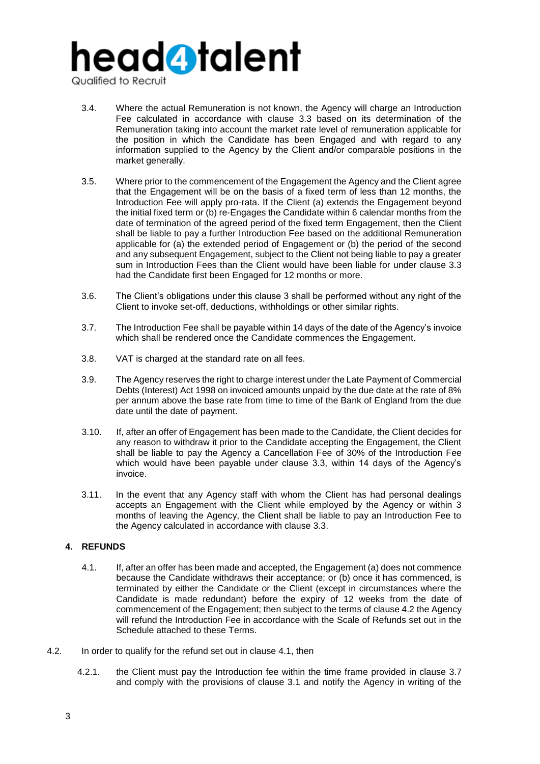3.4. Where the actual Remuneration is not known, the Agency will charge an Introduction Fee calculated in accordance with clause 3.3 based on its determination of the Remuneration taking into account the market rate level of remuneration applicable for the position in which the Candidate has been Engaged and with regard to any information supplied to the Agency by the Client and/or comparable positions in the market generally.

3.5. Where prior to the commencement of the Engagement the Agency and the Client agree that the Engagement will be on the basis of a fixed term of less than 12 months, the Introduction Fee will apply pro-rata. If the Client (a) extends the Engagement beyond the initial fixed term or (b) re-Engages the Candidate within 6 calendar months from the date of termination of the agreed period of the fixed term Engagement, then the Client shall be liable to pay a further Introduction Fee based on the additional Remuneration applicable for (a) the extended period of Engagement or (b) the period of the second and any subsequent Engagement, subject to the Client not being liable to pay a greater sum in Introduction Fees than the Client would have been liable for under clause 3.3 had the Candidate first been Engaged for 12 months or more.

3.6. The Client's obligations under this clause 3 shall be performed without any right of the Client to invoke set-off, deductions, withholdings or other similar rights.

3.7. The Introduction Fee shall be payable within 14 days of the date of the Agency's invoice which shall be rendered once the Candidate commences the Engagement.

3.8. VAT is charged at the standard rate on all fees.

3.9. The Agency reserves the right to charge interest under the Late Payment of Commercial Debts (Interest) Act 1998 on invoiced amounts unpaid by the due date at the rate of 8% per annum above the base rate from time to time of the Bank of England from the due date until the date of payment.

3.10. If, after an offer of Engagement has been made to the Candidate, the Client decides for any reason to withdraw it prior to the Candidate accepting the Engagement, the Client shall be liable to pay the Agency a Cancellation Fee of 30% of the Introduction Fee which would have been payable under clause 3.3, within 14 days of the Agency's invoice.

3.11. In the event that any Agency staff with whom the Client has had personal dealings accepts an Engagement with the Client while employed by the Agency or within 3 months of leaving the Agency, the Client shall be liable to pay an Introduction Fee to the Agency calculated in accordance with clause 3.3.

## 4. REFUNDS

4.1. If, after an offer has been made and accepted, the Engagement (a) does not commence because the Candidate withdraws their acceptance; or (b) once it has commenced, is terminated by either the Candidate or the Client (except in circumstances where the Candidate is made redundant) before the expiry of 12 weeks from the date of commencement of the Engagement; then subject to the terms of clause 4.2 the Agency will refund the Introduction Fee in accordance with the Scale of Refunds set out in the Schedule attached to these Terms.

4.2. In order to qualify for the refund set out in clause 4.1, then

4.2.1. the Client must pay the Introduction fee within the time frame provided in clause 3.7 and comply with the provisions of clause 3.1 and notify the Agency in writing of the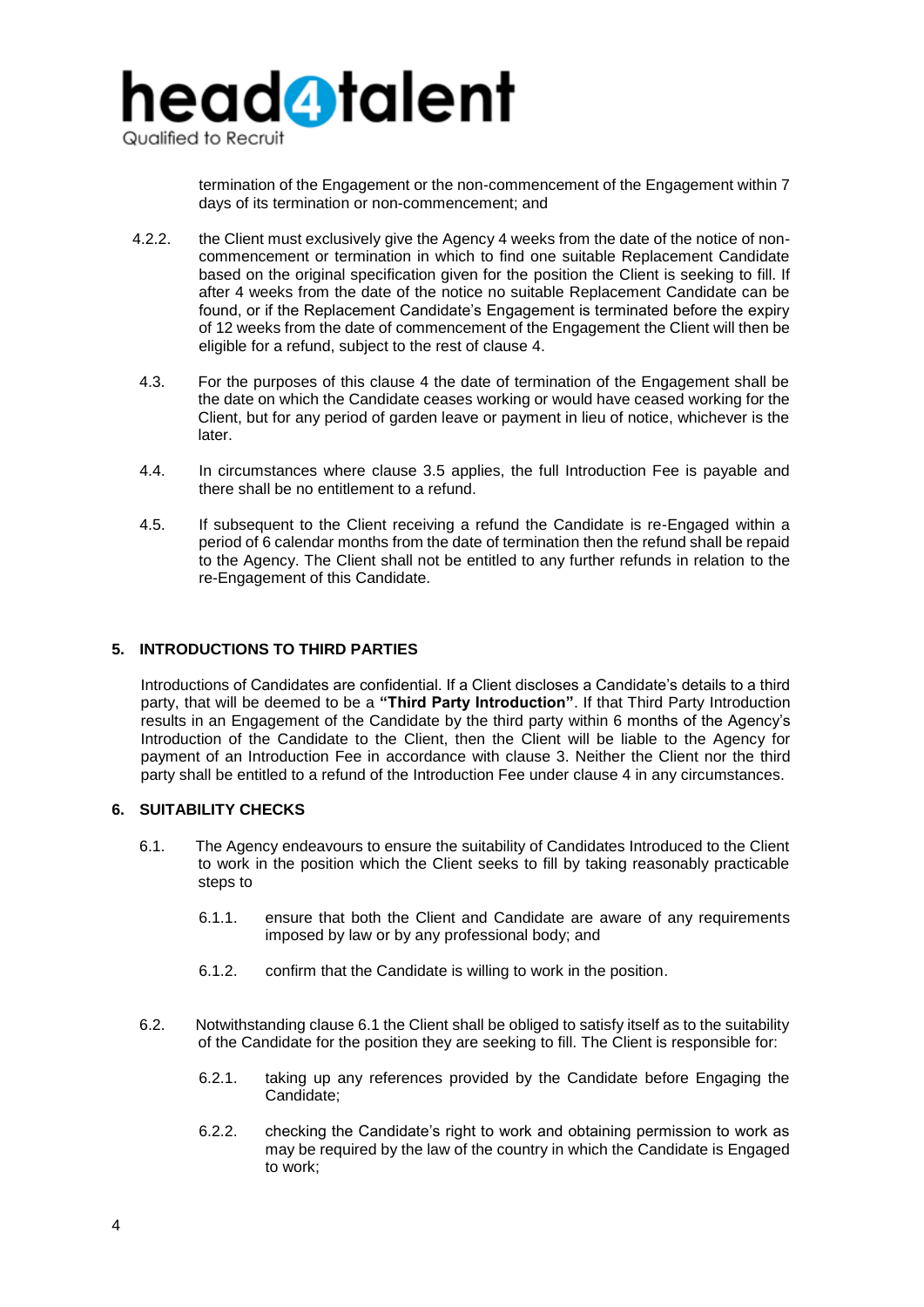termination of the Engagement or the non-commencement of the Engagement within 7 days of its termination or non-commencement; and

4.2.2. the Client must exclusively give the Agency 4 weeks from the date of the notice of non-commencement or termination in which to find one suitable Replacement Candidate based on the original specification given for the position the Client is seeking to fill. If after 4 weeks from the date of the notice no suitable Replacement Candidate can be found, or if the Replacement Candidate's Engagement is terminated before the expiry of 12 weeks from the date of commencement of the Engagement the Client will then be eligible for a refund, subject to the rest of clause 4.

4.3. For the purposes of this clause 4 the date of termination of the Engagement shall be the date on which the Candidate ceases working or would have ceased working for the Client, but for any period of garden leave or payment in lieu of notice, whichever is the later.

4.4. In circumstances where clause 3.5 applies, the full Introduction Fee is payable and there shall be no entitlement to a refund.

4.5. If subsequent to the Client receiving a refund the Candidate is re-Engaged within a period of 6 calendar months from the date of termination then the refund shall be repaid to the Agency. The Client shall not be entitled to any further refunds in relation to the re-Engagement of this Candidate.

## 5. INTRODUCTIONS TO THIRD PARTIES

Introductions of Candidates are confidential. If a Client discloses a Candidate's details to a third party, that will be deemed to be a **"Third Party Introduction"**. If that Third Party Introduction results in an Engagement of the Candidate by the third party within 6 months of the Agency's Introduction of the Candidate to the Client, then the Client will be liable to the Agency for payment of an Introduction Fee in accordance with clause 3. Neither the Client nor the third party shall be entitled to a refund of the Introduction Fee under clause 4 in any circumstances.

## 6. SUITABILITY CHECKS

6.1. The Agency endeavours to ensure the suitability of Candidates Introduced to the Client to work in the position which the Client seeks to fill by taking reasonably practicable steps to

6.1.1. ensure that both the Client and Candidate are aware of any requirements imposed by law or by any professional body; and

6.1.2. confirm that the Candidate is willing to work in the position.

6.2. Notwithstanding clause 6.1 the Client shall be obliged to satisfy itself as to the suitability of the Candidate for the position they are seeking to fill. The Client is responsible for:

6.2.1. taking up any references provided by the Candidate before Engaging the Candidate;

6.2.2. checking the Candidate's right to work and obtaining permission to work as may be required by the law of the country in which the Candidate is Engaged to work;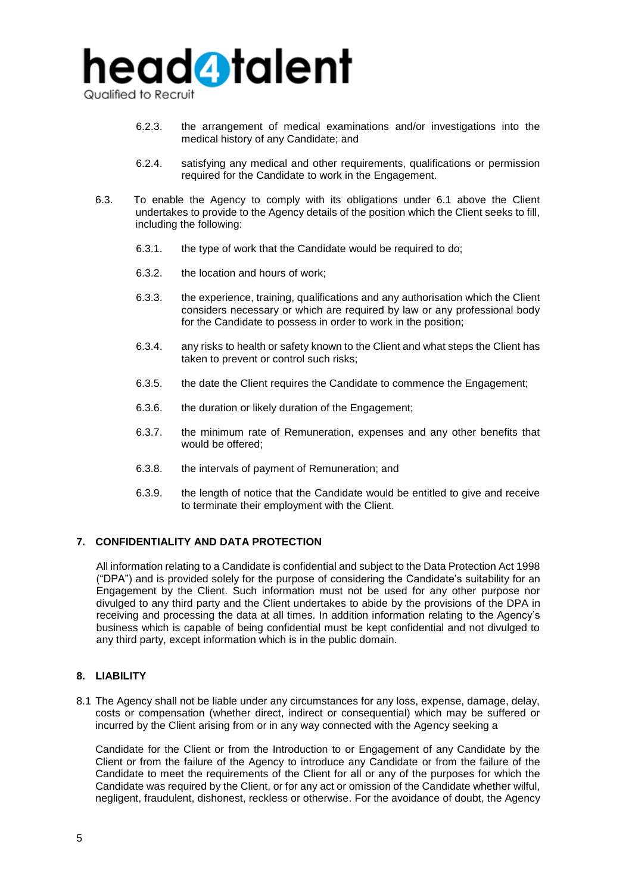6.2.3. the arrangement of medical examinations and/or investigations into the medical history of any Candidate; and

6.2.4. satisfying any medical and other requirements, qualifications or permission required for the Candidate to work in the Engagement.

6.3. To enable the Agency to comply with its obligations under 6.1 above the Client undertakes to provide to the Agency details of the position which the Client seeks to fill, including the following:

6.3.1. the type of work that the Candidate would be required to do;

6.3.2. the location and hours of work;

6.3.3. the experience, training, qualifications and any authorisation which the Client considers necessary or which are required by law or any professional body for the Candidate to possess in order to work in the position;

6.3.4. any risks to health or safety known to the Client and what steps the Client has taken to prevent or control such risks;

6.3.5. the date the Client requires the Candidate to commence the Engagement;

6.3.6. the duration or likely duration of the Engagement;

6.3.7. the minimum rate of Remuneration, expenses and any other benefits that would be offered;

6.3.8. the intervals of payment of Remuneration; and

6.3.9. the length of notice that the Candidate would be entitled to give and receive to terminate their employment with the Client.

## 7. CONFIDENTIALITY AND DATA PROTECTION

All information relating to a Candidate is confidential and subject to the Data Protection Act 1998 ("DPA") and is provided solely for the purpose of considering the Candidate's suitability for an Engagement by the Client. Such information must not be used for any other purpose nor divulged to any third party and the Client undertakes to abide by the provisions of the DPA in receiving and processing the data at all times. In addition information relating to the Agency's business which is capable of being confidential must be kept confidential and not divulged to any third party, except information which is in the public domain.

## 8. LIABILITY

8.1 The Agency shall not be liable under any circumstances for any loss, expense, damage, delay, costs or compensation (whether direct, indirect or consequential) which may be suffered or incurred by the Client arising from or in any way connected with the Agency seeking a Candidate for the Client or from the Introduction to or Engagement of any Candidate by the Client or from the failure of the Agency to introduce any Candidate or from the failure of the Candidate to meet the requirements of the Client for all or any of the purposes for which the Candidate was required by the Client, or for any act or omission of the Candidate whether wilful, negligent, fraudulent, dishonest, reckless or otherwise. For the avoidance of doubt, the Agency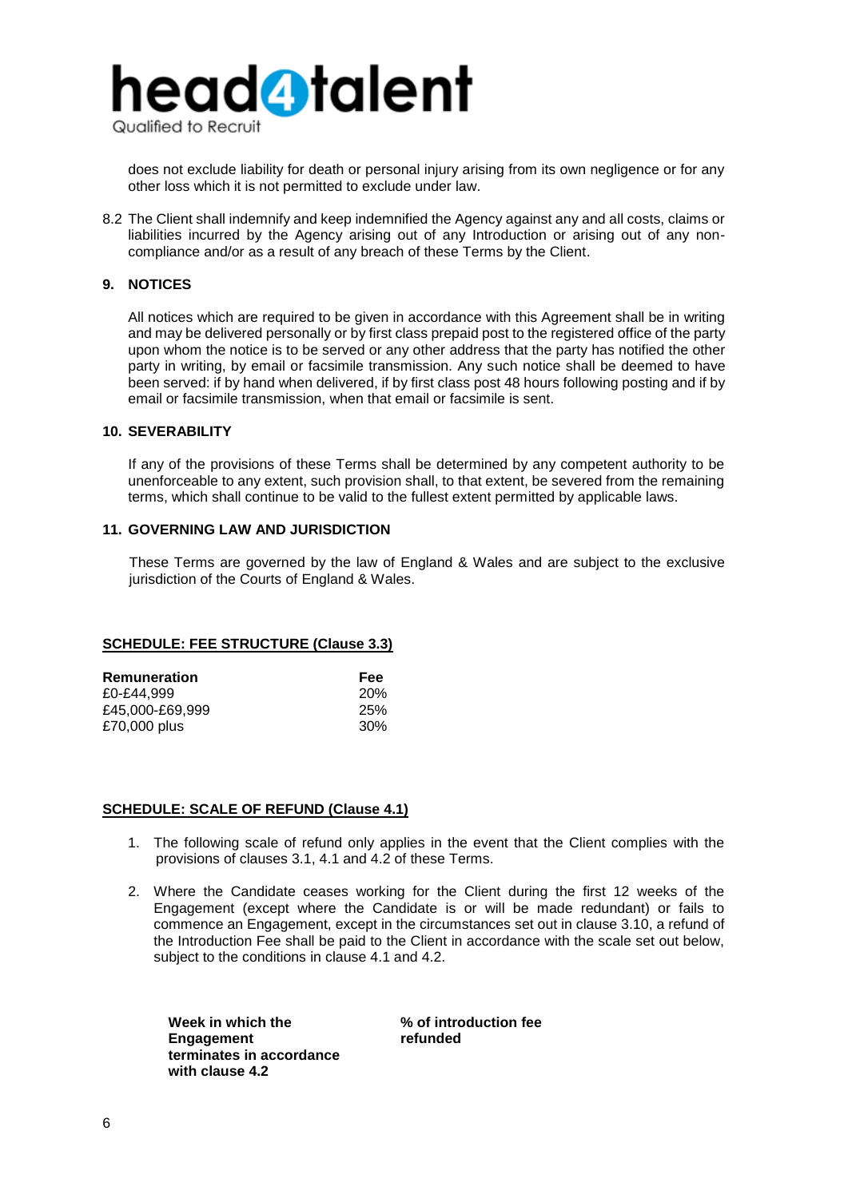does not exclude liability for death or personal injury arising from its own negligence or for any other loss which it is not permitted to exclude under law.

8.2 The Client shall indemnify and keep indemnified the Agency against any and all costs, claims or liabilities incurred by the Agency arising out of any Introduction or arising out of any non-compliance and/or as a result of any breach of these Terms by the Client.

## 9. NOTICES

All notices which are required to be given in accordance with this Agreement shall be in writing and may be delivered personally or by first class prepaid post to the registered office of the party upon whom the notice is to be served or any other address that the party has notified the other party in writing, by email or facsimile transmission. Any such notice shall be deemed to have been served: if by hand when delivered, if by first class post 48 hours following posting and if by email or facsimile transmission, when that email or facsimile is sent.

## 10. SEVERABILITY

If any of the provisions of these Terms shall be determined by any competent authority to be unenforceable to any extent, such provision shall, to that extent, be severed from the remaining terms, which shall continue to be valid to the fullest extent permitted by applicable laws.

## 11. GOVERNING LAW AND JURISDICTION

These Terms are governed by the law of England & Wales and are subject to the exclusive jurisdiction of the Courts of England & Wales.

## SCHEDULE: FEE STRUCTURE (Clause 3.3)

| Remuneration | Fee |
|---|---|
| £0-£44,999 | 20% |
| £45,000-£69,999 | 25% |
| £70,000 plus | 30% |

## SCHEDULE: SCALE OF REFUND (Clause 4.1)

1. The following scale of refund only applies in the event that the Client complies with the provisions of clauses 3.1, 4.1 and 4.2 of these Terms.
2. Where the Candidate ceases working for the Client during the first 12 weeks of the Engagement (except where the Candidate is or will be made redundant) or fails to commence an Engagement, except in the circumstances set out in clause 3.10, a refund of the Introduction Fee shall be paid to the Client in accordance with the scale set out below, subject to the conditions in clause 4.1 and 4.2.

| Week in which the Engagement terminates in accordance with clause 4.2 | % of introduction fee refunded |
|---|---|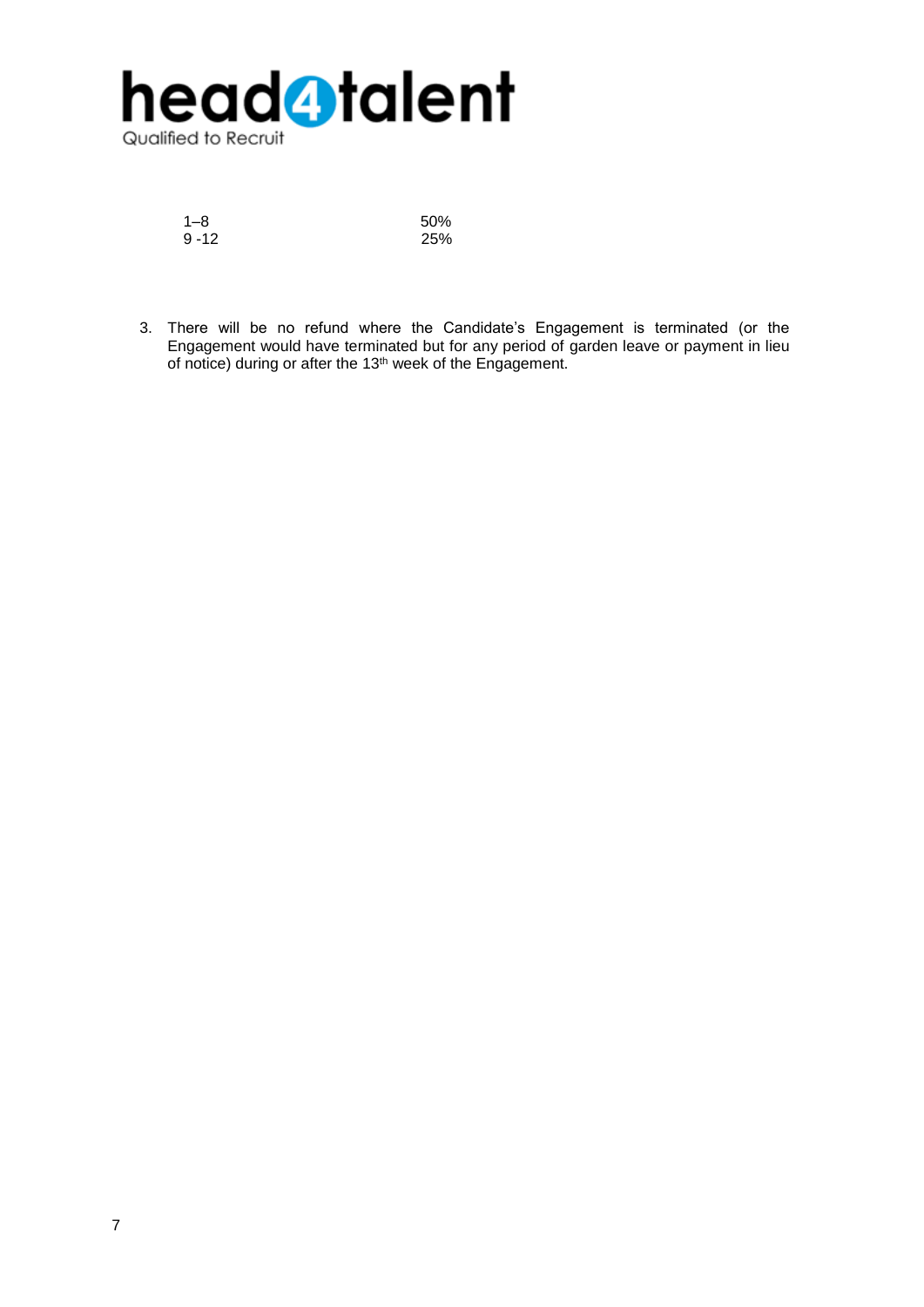| | |
|---|---|
| 1–8 | 50% |
| 9 -12 | 25% |

3. There will be no refund where the Candidate's Engagement is terminated (or the Engagement would have terminated but for any period of garden leave or payment in lieu of notice) during or after the 13th week of the Engagement.